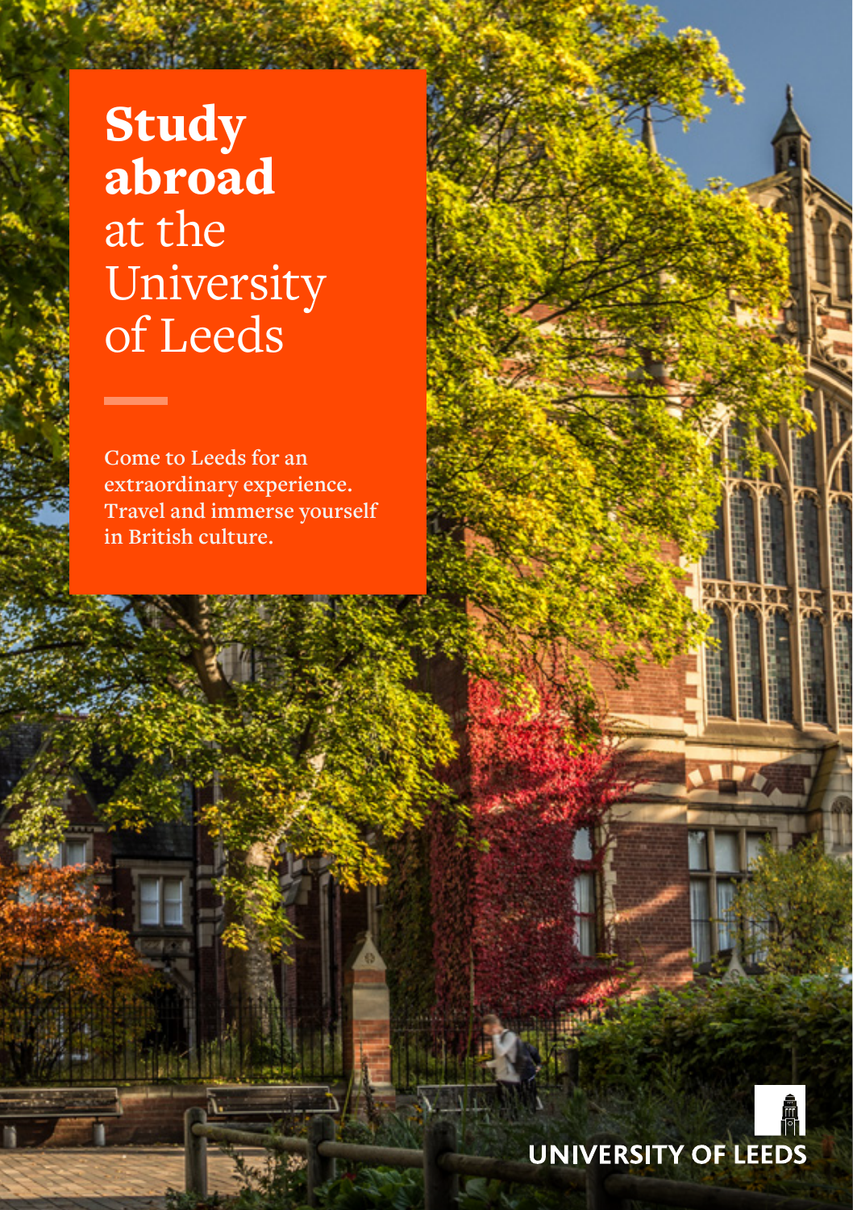# **Study abroad** at the University of Leeds

Come to Leeds for an extraordinary experience. Travel and immerse yourself in British culture.

UNIVERSITY OF LEEDS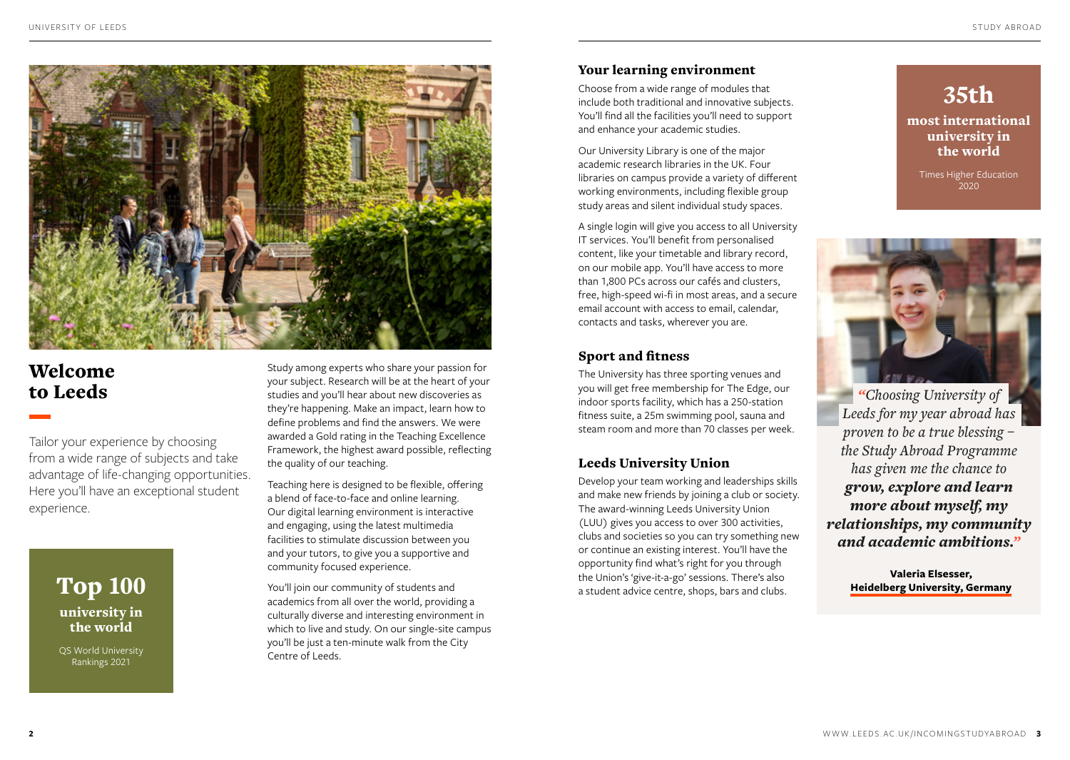# Welcome to Leeds

Tailor your experience by choosing from a wide range of subjects and take advantage of life-changing opportunities. Here you'll have an exceptional student experience.

**Top 100**
**university in the world**
QS World University Rankings 2021

Study among experts who share your passion for your subject. Research will be at the heart of your studies and you'll hear about new discoveries as they're happening. Make an impact, learn how to define problems and find the answers. We were awarded a Gold rating in the Teaching Excellence Framework, the highest award possible, reflecting the quality of our teaching.

Teaching here is designed to be flexible, offering a blend of face-to-face and online learning. Our digital learning environment is interactive and engaging, using the latest multimedia facilities to stimulate discussion between you and your tutors, to give you a supportive and community focused experience.

You'll join our community of students and academics from all over the world, providing a culturally diverse and interesting environment in which to live and study. On our single-site campus you'll be just a ten-minute walk from the City Centre of Leeds.

## Your learning environment

Choose from a wide range of modules that include both traditional and innovative subjects. You'll find all the facilities you'll need to support and enhance your academic studies.

Our University Library is one of the major academic research libraries in the UK. Four libraries on campus provide a variety of different working environments, including flexible group study areas and silent individual study spaces.

A single login will give you access to all University IT services. You'll benefit from personalised content, like your timetable and library record, on our mobile app. You'll have access to more than 1,800 PCs across our cafés and clusters, free, high-speed wi-fi in most areas, and a secure email account with access to email, calendar, contacts and tasks, wherever you are.

## Sport and fitness

The University has three sporting venues and you will get free membership for The Edge, our indoor sports facility, which has a 250-station fitness suite, a 25m swimming pool, sauna and steam room and more than 70 classes per week.

## Leeds University Union

Develop your team working and leaderships skills and make new friends by joining a club or society. The award-winning Leeds University Union (LUU) gives you access to over 300 activities, clubs and societies so you can try something new or continue an existing interest. You'll have the opportunity find what's right for you through the Union's 'give-it-a-go' sessions. There's also a student advice centre, shops, bars and clubs.

**35th**
**most international university in the world**
Times Higher Education 2020

*"Choosing University of Leeds for my year abroad has proven to be a true blessing – the Study Abroad Programme has given me the chance to* ***grow, explore and learn more about myself, my relationships, my community and academic ambitions.****"*

**Valeria Elsesser, Heidelberg University, Germany**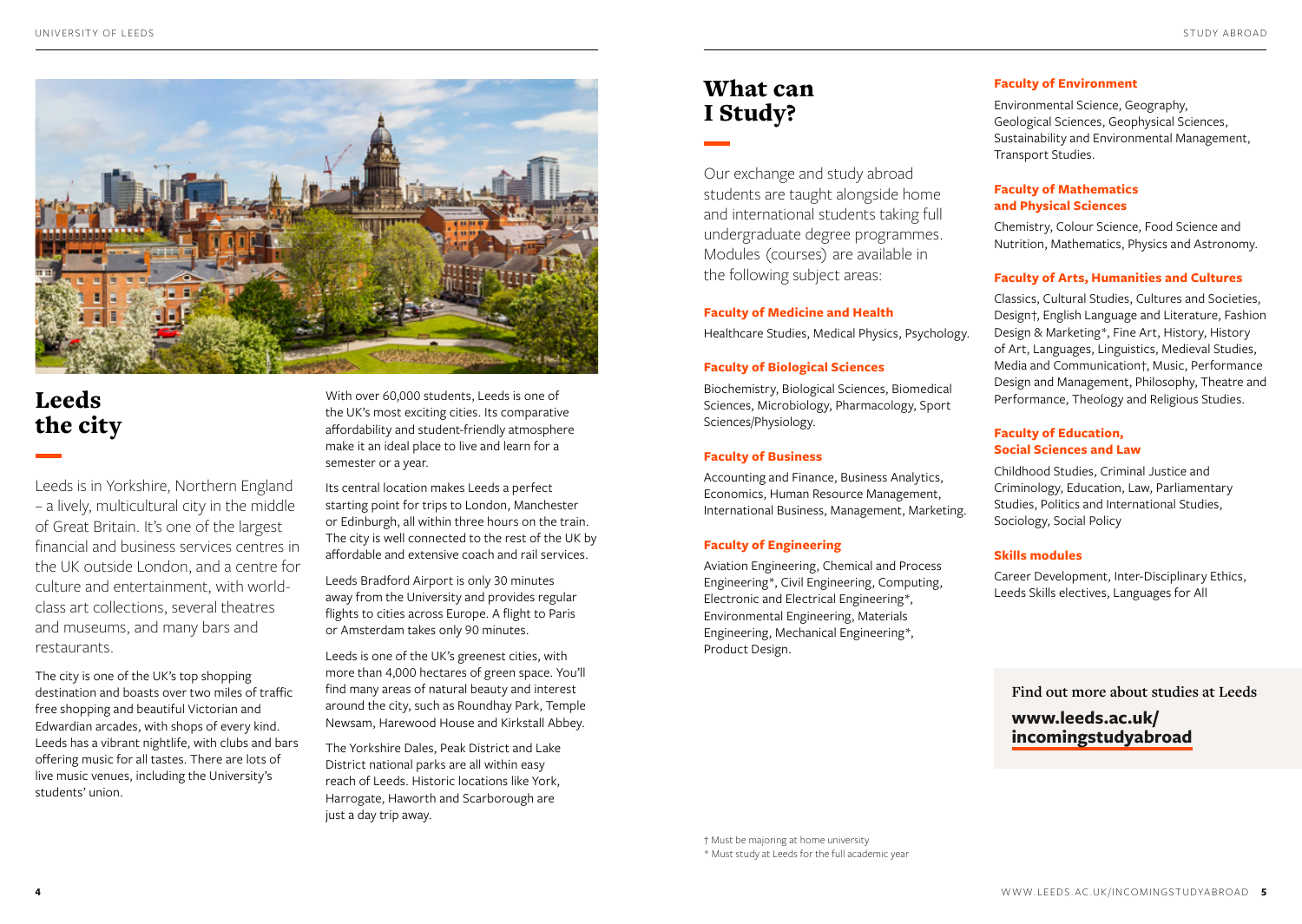## Leeds the city

Leeds is in Yorkshire, Northern England – a lively, multicultural city in the middle of Great Britain. It's one of the largest financial and business services centres in the UK outside London, and a centre for culture and entertainment, with world-class art collections, several theatres and museums, and many bars and restaurants.

The city is one of the UK's top shopping destination and boasts over two miles of traffic free shopping and beautiful Victorian and Edwardian arcades, with shops of every kind. Leeds has a vibrant nightlife, with clubs and bars offering music for all tastes. There are lots of live music venues, including the University's students' union.

With over 60,000 students, Leeds is one of the UK's most exciting cities. Its comparative affordability and student-friendly atmosphere make it an ideal place to live and learn for a semester or a year.

Its central location makes Leeds a perfect starting point for trips to London, Manchester or Edinburgh, all within three hours on the train. The city is well connected to the rest of the UK by affordable and extensive coach and rail services.

Leeds Bradford Airport is only 30 minutes away from the University and provides regular flights to cities across Europe. A flight to Paris or Amsterdam takes only 90 minutes.

Leeds is one of the UK's greenest cities, with more than 4,000 hectares of green space. You'll find many areas of natural beauty and interest around the city, such as Roundhay Park, Temple Newsam, Harewood House and Kirkstall Abbey.

The Yorkshire Dales, Peak District and Lake District national parks are all within easy reach of Leeds. Historic locations like York, Harrogate, Haworth and Scarborough are just a day trip away.

## What can I Study?

Our exchange and study abroad students are taught alongside home and international students taking full undergraduate degree programmes. Modules (courses) are available in the following subject areas:

### Faculty of Medicine and Health

Healthcare Studies, Medical Physics, Psychology.

### Faculty of Biological Sciences

Biochemistry, Biological Sciences, Biomedical Sciences, Microbiology, Pharmacology, Sport Sciences/Physiology.

### Faculty of Business

Accounting and Finance, Business Analytics, Economics, Human Resource Management, International Business, Management, Marketing.

### Faculty of Engineering

Aviation Engineering, Chemical and Process Engineering*, Civil Engineering, Computing, Electronic and Electrical Engineering*, Environmental Engineering, Materials Engineering, Mechanical Engineering*, Product Design.

### Faculty of Environment

Environmental Science, Geography, Geological Sciences, Geophysical Sciences, Sustainability and Environmental Management, Transport Studies.

### Faculty of Mathematics and Physical Sciences

Chemistry, Colour Science, Food Science and Nutrition, Mathematics, Physics and Astronomy.

### Faculty of Arts, Humanities and Cultures

Classics, Cultural Studies, Cultures and Societies, Design†, English Language and Literature, Fashion Design & Marketing*, Fine Art, History, History of Art, Languages, Linguistics, Medieval Studies, Media and Communication†, Music, Performance Design and Management, Philosophy, Theatre and Performance, Theology and Religious Studies.

### Faculty of Education, Social Sciences and Law

Childhood Studies, Criminal Justice and Criminology, Education, Law, Parliamentary Studies, Politics and International Studies, Sociology, Social Policy

### Skills modules

Career Development, Inter-Disciplinary Ethics, Leeds Skills electives, Languages for All

**Find out more about studies at Leeds**

**www.leeds.ac.uk/incomingstudyabroad**

† Must be majoring at home university
* Must study at Leeds for the full academic year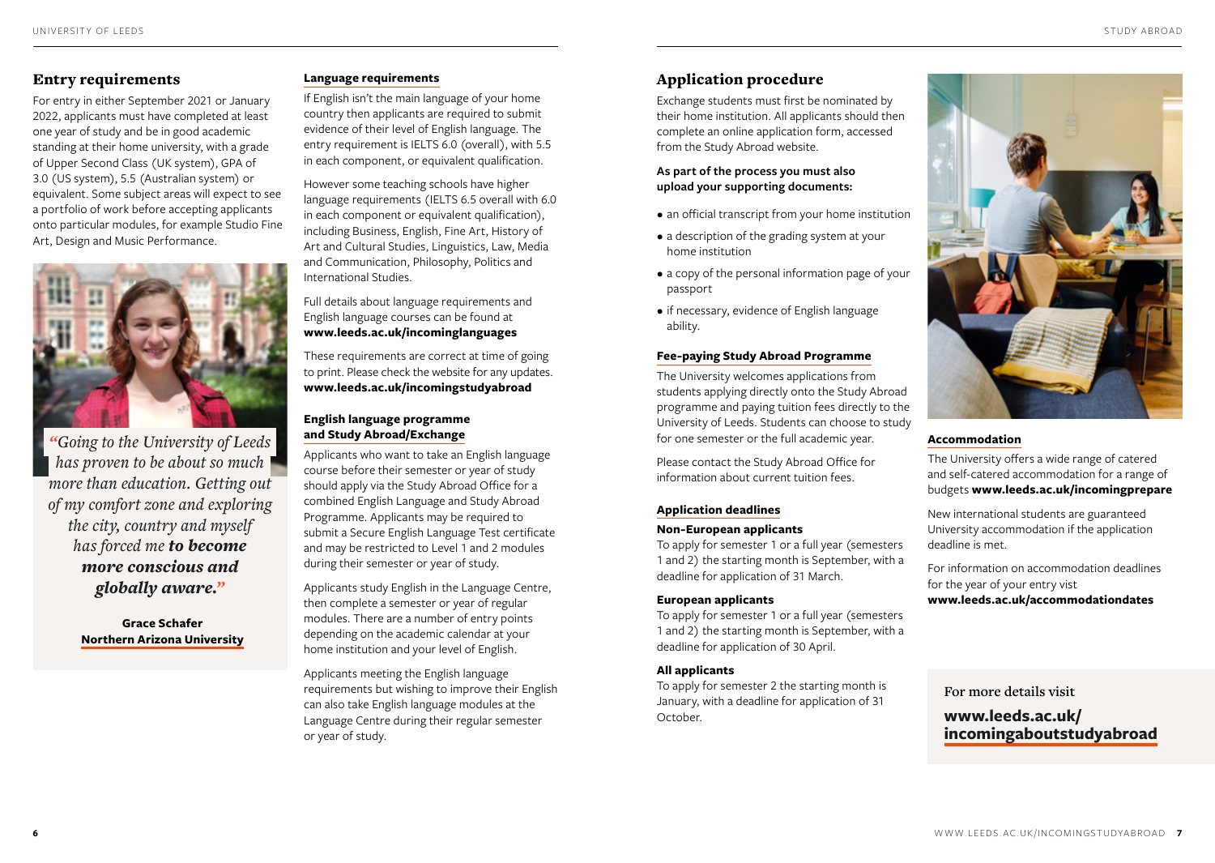## Entry requirements

For entry in either September 2021 or January 2022, applicants must have completed at least one year of study and be in good academic standing at their home university, with a grade of Upper Second Class (UK system), GPA of 3.0 (US system), 5.5 (Australian system) or equivalent. Some subject areas will expect to see a portfolio of work before accepting applicants onto particular modules, for example Studio Fine Art, Design and Music Performance.

*"Going to the University of Leeds has proven to be about so much more than education. Getting out of my comfort zone and exploring the city, country and myself has forced me* ***to become more conscious and globally aware."***

**Grace Schafer**
**Northern Arizona University**

### Language requirements

If English isn't the main language of your home country then applicants are required to submit evidence of their level of English language. The entry requirement is IELTS 6.0 (overall), with 5.5 in each component, or equivalent qualification.

However some teaching schools have higher language requirements (IELTS 6.5 overall with 6.0 in each component or equivalent qualification), including Business, English, Fine Art, History of Art and Cultural Studies, Linguistics, Law, Media and Communication, Philosophy, Politics and International Studies.

Full details about language requirements and English language courses can be found at **www.leeds.ac.uk/incominglanguages**

These requirements are correct at time of going to print. Please check the website for any updates. **www.leeds.ac.uk/incomingstudyabroad**

### English language programme and Study Abroad/Exchange

Applicants who want to take an English language course before their semester or year of study should apply via the Study Abroad Office for a combined English Language and Study Abroad Programme. Applicants may be required to submit a Secure English Language Test certificate and may be restricted to Level 1 and 2 modules during their semester or year of study.

Applicants study English in the Language Centre, then complete a semester or year of regular modules. There are a number of entry points depending on the academic calendar at your home institution and your level of English.

Applicants meeting the English language requirements but wishing to improve their English can also take English language modules at the Language Centre during their regular semester or year of study.

## Application procedure

Exchange students must first be nominated by their home institution. All applicants should then complete an online application form, accessed from the Study Abroad website.

**As part of the process you must also upload your supporting documents:**

- an official transcript from your home institution
- a description of the grading system at your home institution
- a copy of the personal information page of your passport
- if necessary, evidence of English language ability.

### Fee-paying Study Abroad Programme

The University welcomes applications from students applying directly onto the Study Abroad programme and paying tuition fees directly to the University of Leeds. Students can choose to study for one semester or the full academic year.

Please contact the Study Abroad Office for information about current tuition fees.

### Application deadlines

**Non-European applicants**

To apply for semester 1 or a full year (semesters 1 and 2) the starting month is September, with a deadline for application of 31 March.

**European applicants**

To apply for semester 1 or a full year (semesters 1 and 2) the starting month is September, with a deadline for application of 30 April.

**All applicants**

To apply for semester 2 the starting month is January, with a deadline for application of 31 October.

### Accommodation

The University offers a wide range of catered and self-catered accommodation for a range of budgets **www.leeds.ac.uk/incomingprepare**

New international students are guaranteed University accommodation if the application deadline is met.

For information on accommodation deadlines for the year of your entry visit **www.leeds.ac.uk/accommodationdates**

For more details visit

**www.leeds.ac.uk/incomingaboutstudyabroad**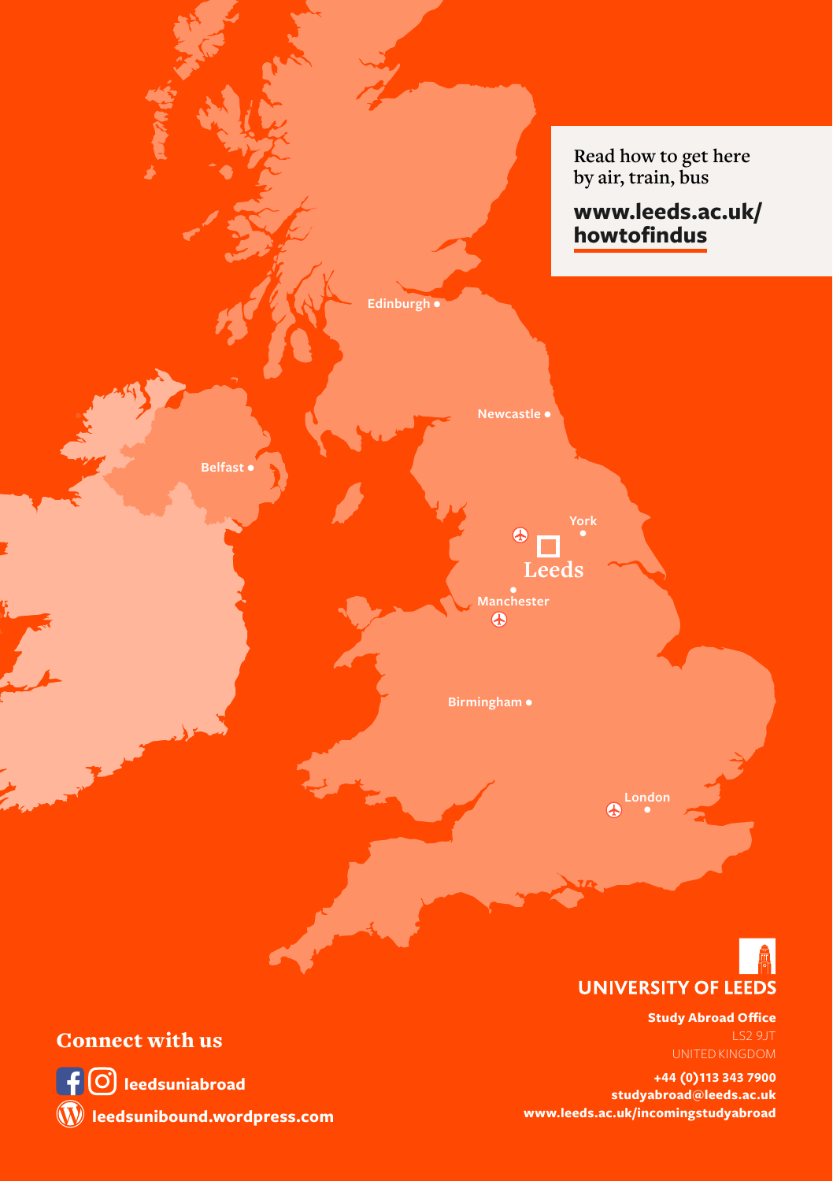Read how to get here by air, train, bus

**www.leeds.ac.uk/howtofindus**

Edinburgh

Newcastle

Belfast

York

Leeds

Manchester

Birmingham

London

UNIVERSITY OF LEEDS

**Study Abroad Office**
LS2 9JT
UNITED KINGDOM

**+44 (0)113 343 7900**
**studyabroad@leeds.ac.uk**
**www.leeds.ac.uk/incomingstudyabroad**

## Connect with us

**leedsuniabroad**

**leedsunibound.wordpress.com**